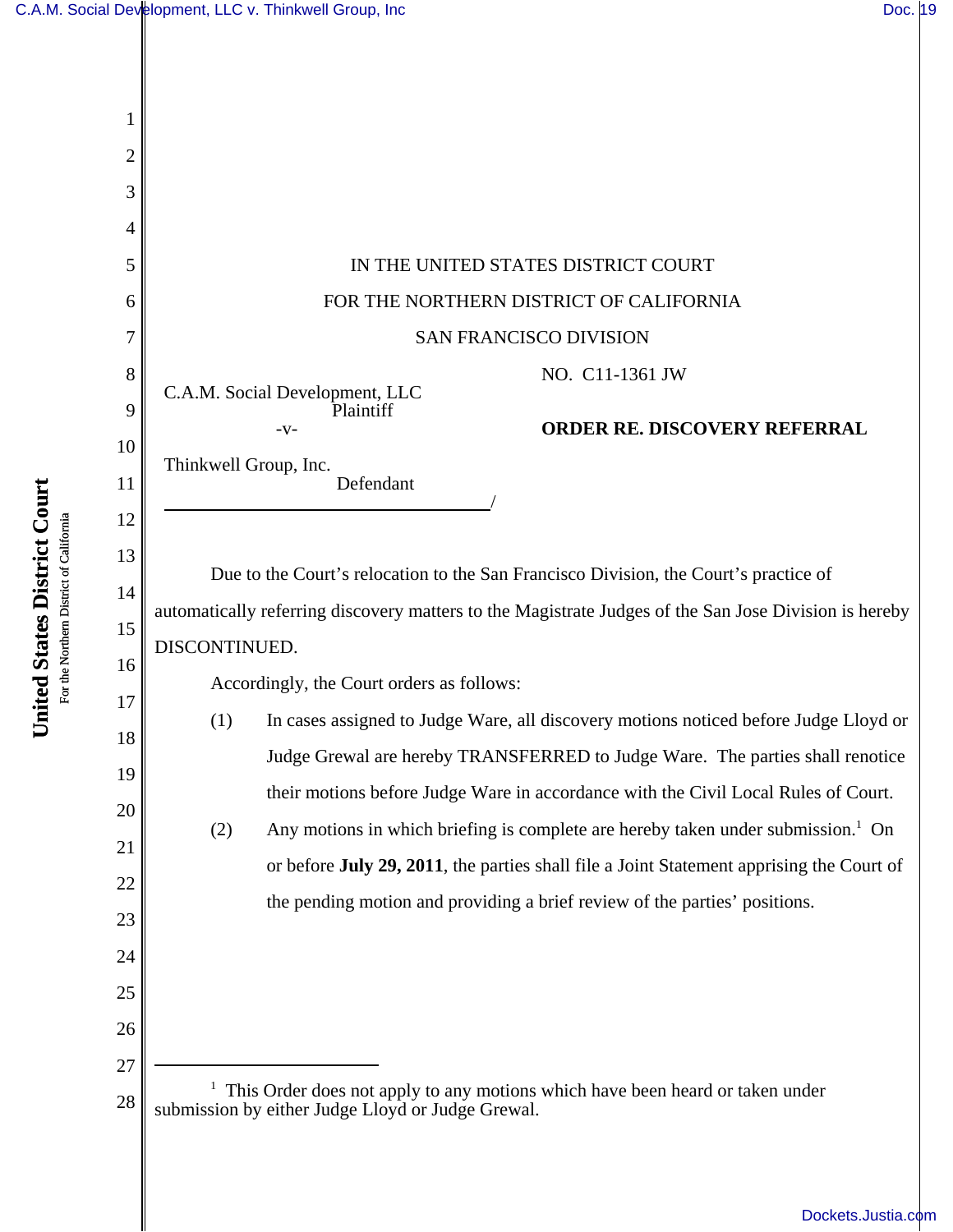IN THE UNITED STATES DISTRICT COURT

FOR THE NORTHERN DISTRICT OF CALIFORNIA

SAN FRANCISCO DIVISION

C.A.M. Social Development, LLC
Plaintiff

-v-

Thinkwell Group, Inc.
Defendant
/

NO. C11-1361 JW

**ORDER RE. DISCOVERY REFERRAL**

Due to the Court's relocation to the San Francisco Division, the Court's practice of automatically referring discovery matters to the Magistrate Judges of the San Jose Division is hereby DISCONTINUED.

Accordingly, the Court orders as follows:

(1) In cases assigned to Judge Ware, all discovery motions noticed before Judge Lloyd or Judge Grewal are hereby TRANSFERRED to Judge Ware. The parties shall renotice their motions before Judge Ware in accordance with the Civil Local Rules of Court.

(2) Any motions in which briefing is complete are hereby taken under submission.[1] On or before **July 29, 2011**, the parties shall file a Joint Statement apprising the Court of the pending motion and providing a brief review of the parties' positions.

---

[1] This Order does not apply to any motions which have been heard or taken under submission by either Judge Lloyd or Judge Grewal.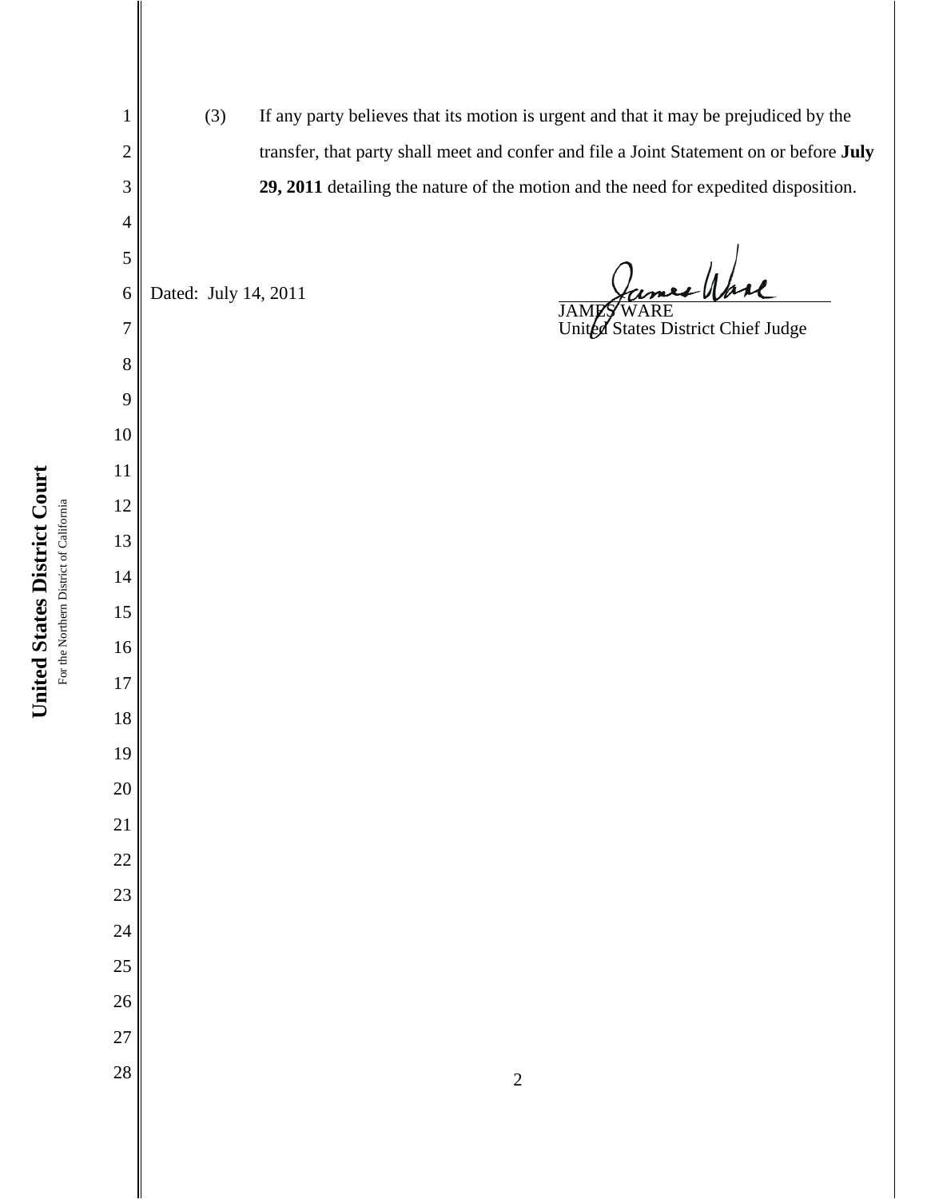(3) If any party believes that its motion is urgent and that it may be prejudiced by the transfer, that party shall meet and confer and file a Joint Statement on or before **July 29, 2011** detailing the nature of the motion and the need for expedited disposition.

Dated: July 14, 2011

JAMES WARE
United States District Chief Judge